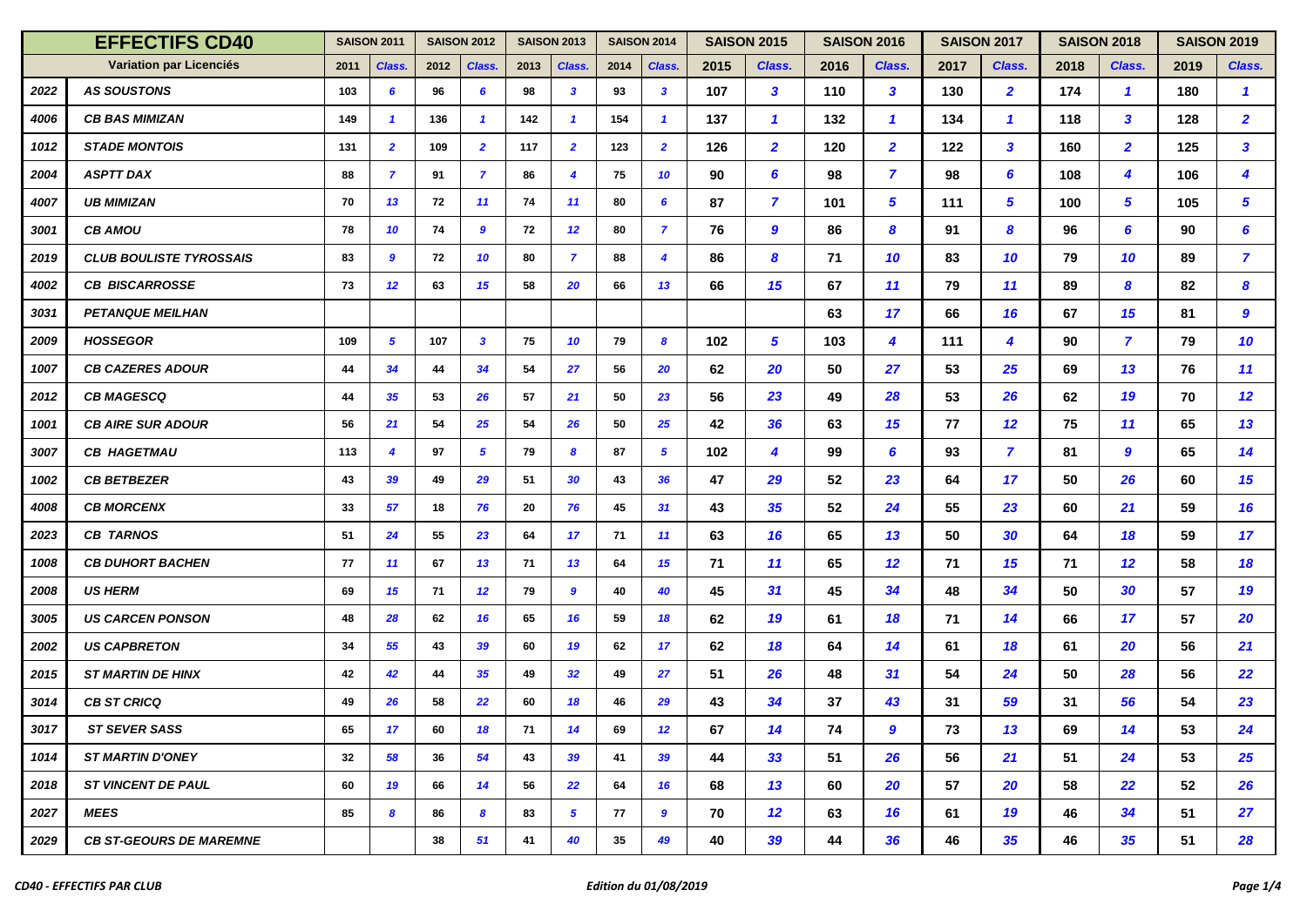| EFFECTIFS CD40 | | SAISON 2011 | | SAISON 2012 | | SAISON 2013 | | SAISON 2014 | | SAISON 2015 | | SAISON 2016 | | SAISON 2017 | | SAISON 2018 | | SAISON 2019 | |
|---|---|---|---|---|---|---|---|---|---|---|---|---|---|---|---|---|---|---|---|
| Variation par Licenciés | | 2011 | Class. | 2012 | Class. | 2013 | Class. | 2014 | Class. | 2015 | Class. | 2016 | Class. | 2017 | Class. | 2018 | Class. | 2019 | Class. |
| 2022 | AS SOUSTONS | 103 | 6 | 96 | 6 | 98 | 3 | 93 | 3 | 107 | 3 | 110 | 3 | 130 | 2 | 174 | 1 | 180 | 1 |
| 4006 | CB BAS MIMIZAN | 149 | 1 | 136 | 1 | 142 | 1 | 154 | 1 | 137 | 1 | 132 | 1 | 134 | 1 | 118 | 3 | 128 | 2 |
| 1012 | STADE MONTOIS | 131 | 2 | 109 | 2 | 117 | 2 | 123 | 2 | 126 | 2 | 120 | 2 | 122 | 3 | 160 | 2 | 125 | 3 |
| 2004 | ASPTT DAX | 88 | 7 | 91 | 7 | 86 | 4 | 75 | 10 | 90 | 6 | 98 | 7 | 98 | 6 | 108 | 4 | 106 | 4 |
| 4007 | UB MIMIZAN | 70 | 13 | 72 | 11 | 74 | 11 | 80 | 6 | 87 | 7 | 101 | 5 | 111 | 5 | 100 | 5 | 105 | 5 |
| 3001 | CB AMOU | 78 | 10 | 74 | 9 | 72 | 12 | 80 | 7 | 76 | 9 | 86 | 8 | 91 | 8 | 96 | 6 | 90 | 6 |
| 2019 | CLUB BOULISTE TYROSSAIS | 83 | 9 | 72 | 10 | 80 | 7 | 88 | 4 | 86 | 8 | 71 | 10 | 83 | 10 | 79 | 10 | 89 | 7 |
| 4002 | CB BISCARROSSE | 73 | 12 | 63 | 15 | 58 | 20 | 66 | 13 | 66 | 15 | 67 | 11 | 79 | 11 | 89 | 8 | 82 | 8 |
| 3031 | PETANQUE MEILHAN | | | | | | | | | | | 63 | 17 | 66 | 16 | 67 | 15 | 81 | 9 |
| 2009 | HOSSEGOR | 109 | 5 | 107 | 3 | 75 | 10 | 79 | 8 | 102 | 5 | 103 | 4 | 111 | 4 | 90 | 7 | 79 | 10 |
| 1007 | CB CAZERES ADOUR | 44 | 34 | 44 | 34 | 54 | 27 | 56 | 20 | 62 | 20 | 50 | 27 | 53 | 25 | 69 | 13 | 76 | 11 |
| 2012 | CB MAGESCQ | 44 | 35 | 53 | 26 | 57 | 21 | 50 | 23 | 56 | 23 | 49 | 28 | 53 | 26 | 62 | 19 | 70 | 12 |
| 1001 | CB AIRE SUR ADOUR | 56 | 21 | 54 | 25 | 54 | 26 | 50 | 25 | 42 | 36 | 63 | 15 | 77 | 12 | 75 | 11 | 65 | 13 |
| 3007 | CB HAGETMAU | 113 | 4 | 97 | 5 | 79 | 8 | 87 | 5 | 102 | 4 | 99 | 6 | 93 | 7 | 81 | 9 | 65 | 14 |
| 1002 | CB BETBEZER | 43 | 39 | 49 | 29 | 51 | 30 | 43 | 36 | 47 | 29 | 52 | 23 | 64 | 17 | 50 | 26 | 60 | 15 |
| 4008 | CB MORCENX | 33 | 57 | 18 | 76 | 20 | 76 | 45 | 31 | 43 | 35 | 52 | 24 | 55 | 23 | 60 | 21 | 59 | 16 |
| 2023 | CB TARNOS | 51 | 24 | 55 | 23 | 64 | 17 | 71 | 11 | 63 | 16 | 65 | 13 | 50 | 30 | 64 | 18 | 59 | 17 |
| 1008 | CB DUHORT BACHEN | 77 | 11 | 67 | 13 | 71 | 13 | 64 | 15 | 71 | 11 | 65 | 12 | 71 | 15 | 71 | 12 | 58 | 18 |
| 2008 | US HERM | 69 | 15 | 71 | 12 | 79 | 9 | 40 | 40 | 45 | 31 | 45 | 34 | 48 | 34 | 50 | 30 | 57 | 19 |
| 3005 | US CARCEN PONSON | 48 | 28 | 62 | 16 | 65 | 16 | 59 | 18 | 62 | 19 | 61 | 18 | 71 | 14 | 66 | 17 | 57 | 20 |
| 2002 | US CAPBRETON | 34 | 55 | 43 | 39 | 60 | 19 | 62 | 17 | 62 | 18 | 64 | 14 | 61 | 18 | 61 | 20 | 56 | 21 |
| 2015 | ST MARTIN DE HINX | 42 | 42 | 44 | 35 | 49 | 32 | 49 | 27 | 51 | 26 | 48 | 31 | 54 | 24 | 50 | 28 | 56 | 22 |
| 3014 | CB ST CRICQ | 49 | 26 | 58 | 22 | 60 | 18 | 46 | 29 | 43 | 34 | 37 | 43 | 31 | 59 | 31 | 56 | 54 | 23 |
| 3017 | ST SEVER SASS | 65 | 17 | 60 | 18 | 71 | 14 | 69 | 12 | 67 | 14 | 74 | 9 | 73 | 13 | 69 | 14 | 53 | 24 |
| 1014 | ST MARTIN D'ONEY | 32 | 58 | 36 | 54 | 43 | 39 | 41 | 39 | 44 | 33 | 51 | 26 | 56 | 21 | 51 | 24 | 53 | 25 |
| 2018 | ST VINCENT DE PAUL | 60 | 19 | 66 | 14 | 56 | 22 | 64 | 16 | 68 | 13 | 60 | 20 | 57 | 20 | 58 | 22 | 52 | 26 |
| 2027 | MEES | 85 | 8 | 86 | 8 | 83 | 5 | 77 | 9 | 70 | 12 | 63 | 16 | 61 | 19 | 46 | 34 | 51 | 27 |
| 2029 | CB ST-GEOURS DE MAREMNE | | | 38 | 51 | 41 | 40 | 35 | 49 | 40 | 39 | 44 | 36 | 46 | 35 | 46 | 35 | 51 | 28 |

*CD40 - EFFECTIFS PAR CLUB* — *Edition du 01/08/2019*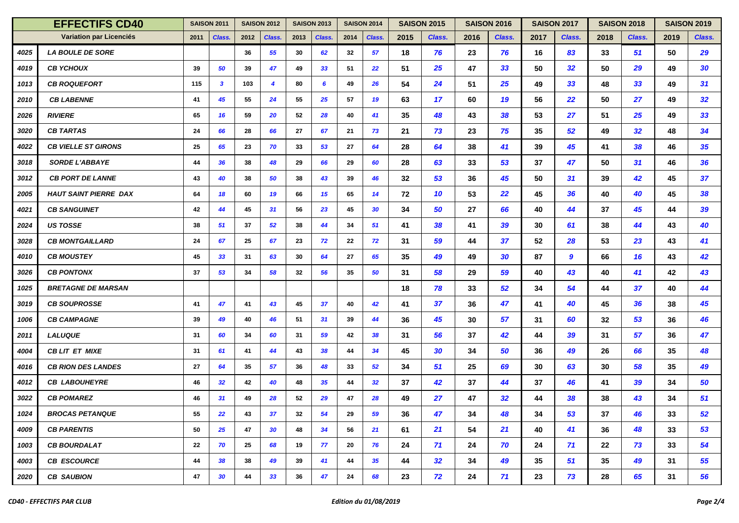| EFFECTIFS CD40 | | SAISON 2011 | | SAISON 2012 | | SAISON 2013 | | SAISON 2014 | | SAISON 2015 | | SAISON 2016 | | SAISON 2017 | | SAISON 2018 | | SAISON 2019 | |
|---|---|---|---|---|---|---|---|---|---|---|---|---|---|---|---|---|---|---|---|
| Variation par Licenciés | | 2011 | Class. | 2012 | Class. | 2013 | Class. | 2014 | Class. | 2015 | Class. | 2016 | Class. | 2017 | Class. | 2018 | Class. | 2019 | Class. |
| 4025 | LA BOULE DE SORE | | | 36 | 55 | 30 | 62 | 32 | 57 | 18 | 76 | 23 | 76 | 16 | 83 | 33 | 51 | 50 | 29 |
| 4019 | CB YCHOUX | 39 | 50 | 39 | 47 | 49 | 33 | 51 | 22 | 51 | 25 | 47 | 33 | 50 | 32 | 50 | 29 | 49 | 30 |
| 1013 | CB ROQUEFORT | 115 | 3 | 103 | 4 | 80 | 6 | 49 | 26 | 54 | 24 | 51 | 25 | 49 | 33 | 48 | 33 | 49 | 31 |
| 2010 | CB LABENNE | 41 | 45 | 55 | 24 | 55 | 25 | 57 | 19 | 63 | 17 | 60 | 19 | 56 | 22 | 50 | 27 | 49 | 32 |
| 2026 | RIVIERE | 65 | 16 | 59 | 20 | 52 | 28 | 40 | 41 | 35 | 48 | 43 | 38 | 53 | 27 | 51 | 25 | 49 | 33 |
| 3020 | CB TARTAS | 24 | 66 | 28 | 66 | 27 | 67 | 21 | 73 | 21 | 73 | 23 | 75 | 35 | 52 | 49 | 32 | 48 | 34 |
| 4022 | CB VIELLE ST GIRONS | 25 | 65 | 23 | 70 | 33 | 53 | 27 | 64 | 28 | 64 | 38 | 41 | 39 | 45 | 41 | 38 | 46 | 35 |
| 3018 | SORDE L'ABBAYE | 44 | 36 | 38 | 48 | 29 | 66 | 29 | 60 | 28 | 63 | 33 | 53 | 37 | 47 | 50 | 31 | 46 | 36 |
| 3012 | CB PORT DE LANNE | 43 | 40 | 38 | 50 | 38 | 43 | 39 | 46 | 32 | 53 | 36 | 45 | 50 | 31 | 39 | 42 | 45 | 37 |
| 2005 | HAUT SAINT PIERRE DAX | 64 | 18 | 60 | 19 | 66 | 15 | 65 | 14 | 72 | 10 | 53 | 22 | 45 | 36 | 40 | 40 | 45 | 38 |
| 4021 | CB SANGUINET | 42 | 44 | 45 | 31 | 56 | 23 | 45 | 30 | 34 | 50 | 27 | 66 | 40 | 44 | 37 | 45 | 44 | 39 |
| 2024 | US TOSSE | 38 | 51 | 37 | 52 | 38 | 44 | 34 | 51 | 41 | 38 | 41 | 39 | 30 | 61 | 38 | 44 | 43 | 40 |
| 3028 | CB MONTGAILLARD | 24 | 67 | 25 | 67 | 23 | 72 | 22 | 72 | 31 | 59 | 44 | 37 | 52 | 28 | 53 | 23 | 43 | 41 |
| 4010 | CB MOUSTEY | 45 | 33 | 31 | 63 | 30 | 64 | 27 | 65 | 35 | 49 | 49 | 30 | 87 | 9 | 66 | 16 | 43 | 42 |
| 3026 | CB PONTONX | 37 | 53 | 34 | 58 | 32 | 56 | 35 | 50 | 31 | 58 | 29 | 59 | 40 | 43 | 40 | 41 | 42 | 43 |
| 1025 | BRETAGNE DE MARSAN | | | | | | | | | 18 | 78 | 33 | 52 | 34 | 54 | 44 | 37 | 40 | 44 |
| 3019 | CB SOUPROSSE | 41 | 47 | 41 | 43 | 45 | 37 | 40 | 42 | 41 | 37 | 36 | 47 | 41 | 40 | 45 | 36 | 38 | 45 |
| 1006 | CB CAMPAGNE | 39 | 49 | 40 | 46 | 51 | 31 | 39 | 44 | 36 | 45 | 30 | 57 | 31 | 60 | 32 | 53 | 36 | 46 |
| 2011 | LALUQUE | 31 | 60 | 34 | 60 | 31 | 59 | 42 | 38 | 31 | 56 | 37 | 42 | 44 | 39 | 31 | 57 | 36 | 47 |
| 4004 | CB LIT ET MIXE | 31 | 61 | 41 | 44 | 43 | 38 | 44 | 34 | 45 | 30 | 34 | 50 | 36 | 49 | 26 | 66 | 35 | 48 |
| 4016 | CB RION DES LANDES | 27 | 64 | 35 | 57 | 36 | 48 | 33 | 52 | 34 | 51 | 25 | 69 | 30 | 63 | 30 | 58 | 35 | 49 |
| 4012 | CB LABOUHEYRE | 46 | 32 | 42 | 40 | 48 | 35 | 44 | 32 | 37 | 42 | 37 | 44 | 37 | 46 | 41 | 39 | 34 | 50 |
| 3022 | CB POMAREZ | 46 | 31 | 49 | 28 | 52 | 29 | 47 | 28 | 49 | 27 | 47 | 32 | 44 | 38 | 38 | 43 | 34 | 51 |
| 1024 | BROCAS PETANQUE | 55 | 22 | 43 | 37 | 32 | 54 | 29 | 59 | 36 | 47 | 34 | 48 | 34 | 53 | 37 | 46 | 33 | 52 |
| 4009 | CB PARENTIS | 50 | 25 | 47 | 30 | 48 | 34 | 56 | 21 | 61 | 21 | 54 | 21 | 40 | 41 | 36 | 48 | 33 | 53 |
| 1003 | CB BOURDALAT | 22 | 70 | 25 | 68 | 19 | 77 | 20 | 76 | 24 | 71 | 24 | 70 | 24 | 71 | 22 | 73 | 33 | 54 |
| 4003 | CB ESCOURCE | 44 | 38 | 38 | 49 | 39 | 41 | 44 | 35 | 44 | 32 | 34 | 49 | 35 | 51 | 35 | 49 | 31 | 55 |
| 2020 | CB SAUBION | 47 | 30 | 44 | 33 | 36 | 47 | 24 | 68 | 23 | 72 | 24 | 71 | 23 | 73 | 28 | 65 | 31 | 56 |

*CD40 - EFFECTIFS PAR CLUB* — *Edition du 01/08/2019*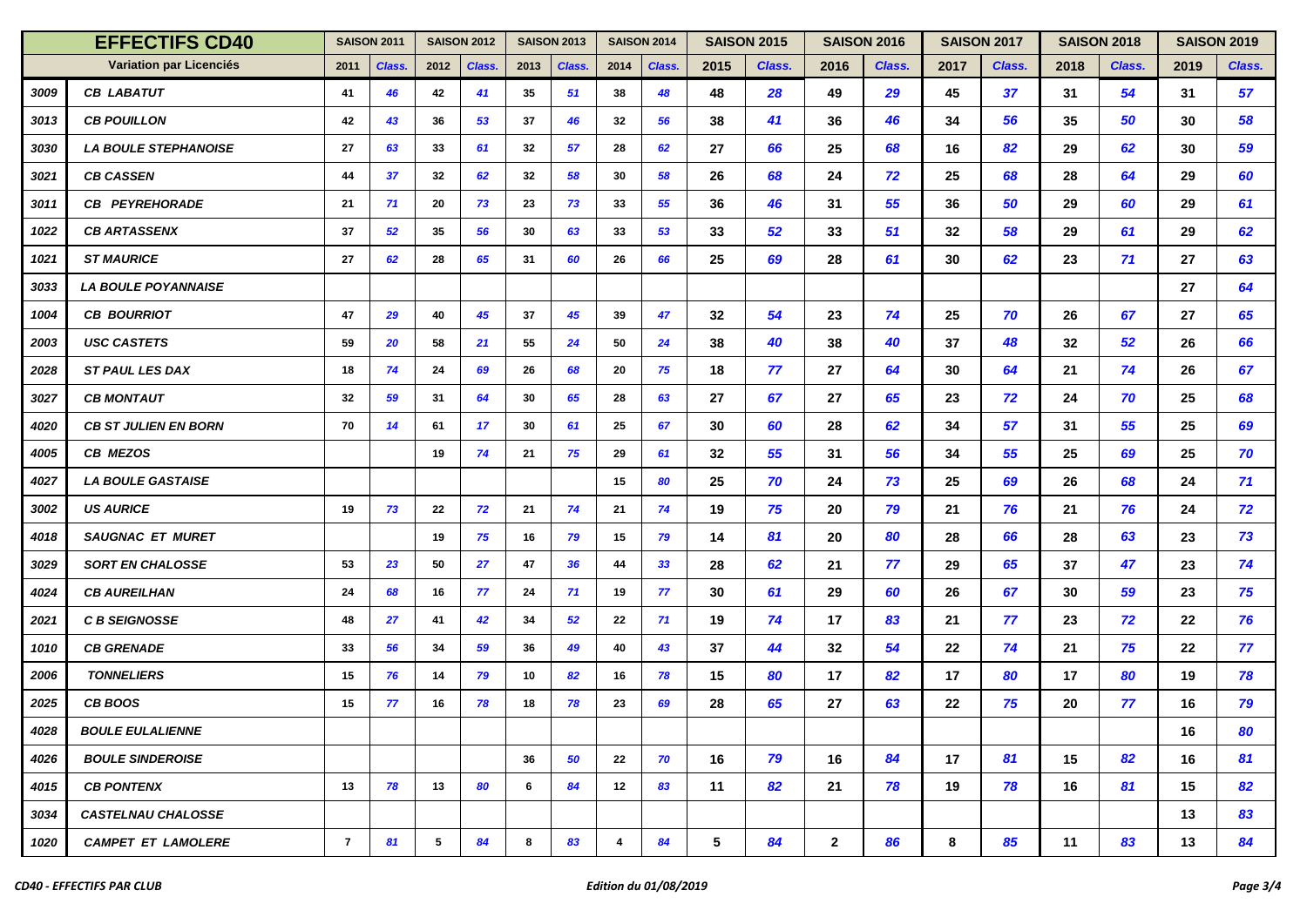| EFFECTIFS CD40 | | SAISON 2011 | | SAISON 2012 | | SAISON 2013 | | SAISON 2014 | | SAISON 2015 | | SAISON 2016 | | SAISON 2017 | | SAISON 2018 | | SAISON 2019 | |
|---|---|---|---|---|---|---|---|---|---|---|---|---|---|---|---|---|---|---|---|
| Variation par Licenciés | | 2011 | Class. | 2012 | Class. | 2013 | Class. | 2014 | Class. | 2015 | Class. | 2016 | Class. | 2017 | Class. | 2018 | Class. | 2019 | Class. |
| 3009 | CB LABATUT | 41 | 46 | 42 | 41 | 35 | 51 | 38 | 48 | 48 | 28 | 49 | 29 | 45 | 37 | 31 | 54 | 31 | 57 |
| 3013 | CB POUILLON | 42 | 43 | 36 | 53 | 37 | 46 | 32 | 56 | 38 | 41 | 36 | 46 | 34 | 56 | 35 | 50 | 30 | 58 |
| 3030 | LA BOULE STEPHANOISE | 27 | 63 | 33 | 61 | 32 | 57 | 28 | 62 | 27 | 66 | 25 | 68 | 16 | 82 | 29 | 62 | 30 | 59 |
| 3021 | CB CASSEN | 44 | 37 | 32 | 62 | 32 | 58 | 30 | 58 | 26 | 68 | 24 | 72 | 25 | 68 | 28 | 64 | 29 | 60 |
| 3011 | CB PEYREHORADE | 21 | 71 | 20 | 73 | 23 | 73 | 33 | 55 | 36 | 46 | 31 | 55 | 36 | 50 | 29 | 60 | 29 | 61 |
| 1022 | CB ARTASSENX | 37 | 52 | 35 | 56 | 30 | 63 | 33 | 53 | 33 | 52 | 33 | 51 | 32 | 58 | 29 | 61 | 29 | 62 |
| 1021 | ST MAURICE | 27 | 62 | 28 | 65 | 31 | 60 | 26 | 66 | 25 | 69 | 28 | 61 | 30 | 62 | 23 | 71 | 27 | 63 |
| 3033 | LA BOULE POYANNAISE | | | | | | | | | | | | | | | | | 27 | 64 |
| 1004 | CB BOURRIOT | 47 | 29 | 40 | 45 | 37 | 45 | 39 | 47 | 32 | 54 | 23 | 74 | 25 | 70 | 26 | 67 | 27 | 65 |
| 2003 | USC CASTETS | 59 | 20 | 58 | 21 | 55 | 24 | 50 | 24 | 38 | 40 | 38 | 40 | 37 | 48 | 32 | 52 | 26 | 66 |
| 2028 | ST PAUL LES DAX | 18 | 74 | 24 | 69 | 26 | 68 | 20 | 75 | 18 | 77 | 27 | 64 | 30 | 64 | 21 | 74 | 26 | 67 |
| 3027 | CB MONTAUT | 32 | 59 | 31 | 64 | 30 | 65 | 28 | 63 | 27 | 67 | 27 | 65 | 23 | 72 | 24 | 70 | 25 | 68 |
| 4020 | CB ST JULIEN EN BORN | 70 | 14 | 61 | 17 | 30 | 61 | 25 | 67 | 30 | 60 | 28 | 62 | 34 | 57 | 31 | 55 | 25 | 69 |
| 4005 | CB MEZOS | | | 19 | 74 | 21 | 75 | 29 | 61 | 32 | 55 | 31 | 56 | 34 | 55 | 25 | 69 | 25 | 70 |
| 4027 | LA BOULE GASTAISE | | | | | | | 15 | 80 | 25 | 70 | 24 | 73 | 25 | 69 | 26 | 68 | 24 | 71 |
| 3002 | US AURICE | 19 | 73 | 22 | 72 | 21 | 74 | 21 | 74 | 19 | 75 | 20 | 79 | 21 | 76 | 21 | 76 | 24 | 72 |
| 4018 | SAUGNAC ET MURET | | | 19 | 75 | 16 | 79 | 15 | 79 | 14 | 81 | 20 | 80 | 28 | 66 | 28 | 63 | 23 | 73 |
| 3029 | SORT EN CHALOSSE | 53 | 23 | 50 | 27 | 47 | 36 | 44 | 33 | 28 | 62 | 21 | 77 | 29 | 65 | 37 | 47 | 23 | 74 |
| 4024 | CB AUREILHAN | 24 | 68 | 16 | 77 | 24 | 71 | 19 | 77 | 30 | 61 | 29 | 60 | 26 | 67 | 30 | 59 | 23 | 75 |
| 2021 | C B SEIGNOSSE | 48 | 27 | 41 | 42 | 34 | 52 | 22 | 71 | 19 | 74 | 17 | 83 | 21 | 77 | 23 | 72 | 22 | 76 |
| 1010 | CB GRENADE | 33 | 56 | 34 | 59 | 36 | 49 | 40 | 43 | 37 | 44 | 32 | 54 | 22 | 74 | 21 | 75 | 22 | 77 |
| 2006 | TONNELIERS | 15 | 76 | 14 | 79 | 10 | 82 | 16 | 78 | 15 | 80 | 17 | 82 | 17 | 80 | 17 | 80 | 19 | 78 |
| 2025 | CB BOOS | 15 | 77 | 16 | 78 | 18 | 78 | 23 | 69 | 28 | 65 | 27 | 63 | 22 | 75 | 20 | 77 | 16 | 79 |
| 4028 | BOULE EULALIENNE | | | | | | | | | | | | | | | | | 16 | 80 |
| 4026 | BOULE SINDEROISE | | | | | 36 | 50 | 22 | 70 | 16 | 79 | 16 | 84 | 17 | 81 | 15 | 82 | 16 | 81 |
| 4015 | CB PONTENX | 13 | 78 | 13 | 80 | 6 | 84 | 12 | 83 | 11 | 82 | 21 | 78 | 19 | 78 | 16 | 81 | 15 | 82 |
| 3034 | CASTELNAU CHALOSSE | | | | | | | | | | | | | | | | | 13 | 83 |
| 1020 | CAMPET ET LAMOLERE | 7 | 81 | 5 | 84 | 8 | 83 | 4 | 84 | 5 | 84 | 2 | 86 | 8 | 85 | 11 | 83 | 13 | 84 |

*CD40 - EFFECTIFS PAR CLUB* — *Edition du 01/08/2019*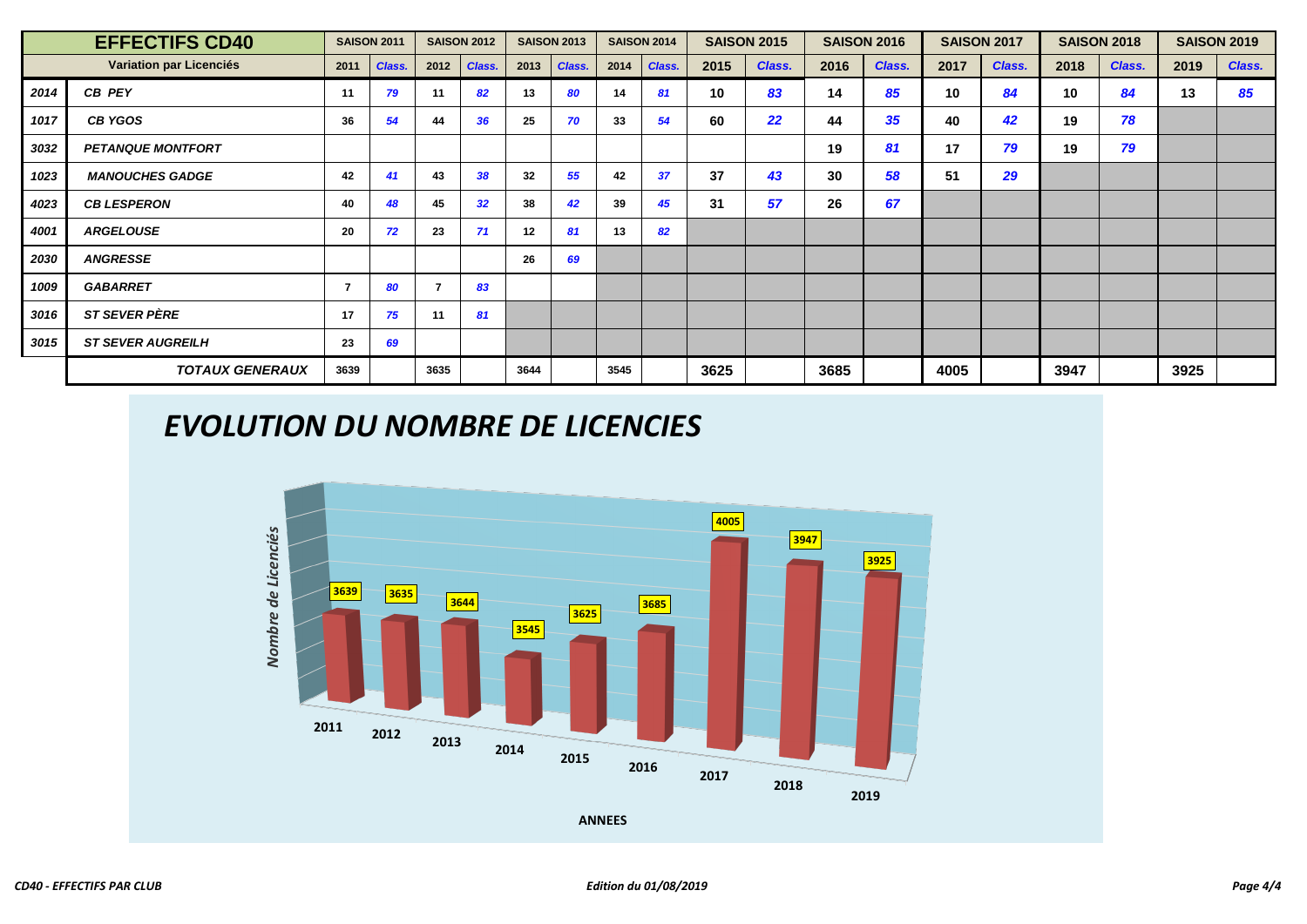| EFFECTIFS CD40 | | SAISON 2011 | | SAISON 2012 | | SAISON 2013 | | SAISON 2014 | | SAISON 2015 | | SAISON 2016 | | SAISON 2017 | | SAISON 2018 | | SAISON 2019 | |
|---|---|---|---|---|---|---|---|---|---|---|---|---|---|---|---|---|---|---|---|
| Variation par Licenciés | | 2011 | Class. | 2012 | Class. | 2013 | Class. | 2014 | Class. | 2015 | Class. | 2016 | Class. | 2017 | Class. | 2018 | Class. | 2019 | Class. |
| 2014 | CB PEY | 11 | 79 | 11 | 82 | 13 | 80 | 14 | 81 | 10 | 83 | 14 | 85 | 10 | 84 | 10 | 84 | 13 | 85 |
| 1017 | CB YGOS | 36 | 54 | 44 | 36 | 25 | 70 | 33 | 54 | 60 | 22 | 44 | 35 | 40 | 42 | 19 | 78 | | |
| 3032 | PETANQUE MONTFORT | | | | | | | | | | | 19 | 81 | 17 | 79 | 19 | 79 | | |
| 1023 | MANOUCHES GADGE | 42 | 41 | 43 | 38 | 32 | 55 | 42 | 37 | 37 | 43 | 30 | 58 | 51 | 29 | | | | |
| 4023 | CB LESPERON | 40 | 48 | 45 | 32 | 38 | 42 | 39 | 45 | 31 | 57 | 26 | 67 | | | | | | |
| 4001 | ARGELOUSE | 20 | 72 | 23 | 71 | 12 | 81 | 13 | 82 | | | | | | | | | | |
| 2030 | ANGRESSE | | | | | 26 | 69 | | | | | | | | | | | | |
| 1009 | GABARRET | 7 | 80 | 7 | 83 | | | | | | | | | | | | | | |
| 3016 | ST SEVER PÈRE | 17 | 75 | 11 | 81 | | | | | | | | | | | | | | |
| 3015 | ST SEVER AUGREILH | 23 | 69 | | | | | | | | | | | | | | | | |
| | TOTAUX GENERAUX | 3639 | | 3635 | | 3644 | | 3545 | | 3625 | | 3685 | | 4005 | | 3947 | | 3925 | |

## EVOLUTION DU NOMBRE DE LICENCIES

Nombre de Licenciés

3639
3635
3644
3545
3625
3685
4005
3947
3925

2011
2012
2013
2014
2015
2016
2017
2018
2019

ANNEES